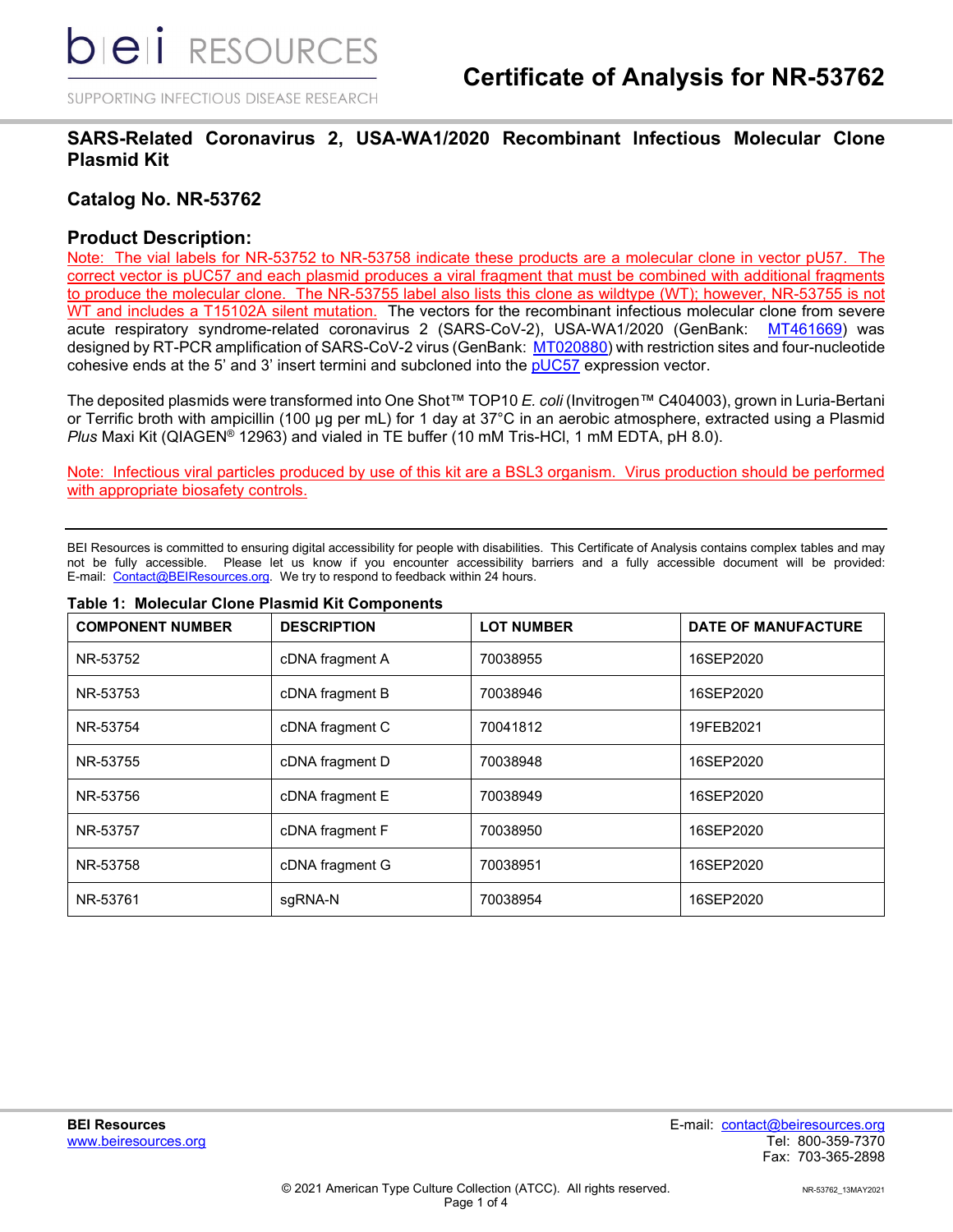# Certificate of Analysis for NR-53762

## SARS-Related Coronavirus 2, USA-WA1/2020 Recombinant Infectious Molecular Clone Plasmid Kit

## Catalog No. NR-53762

## Product Description:

Note: The vial labels for NR-53752 to NR-53758 indicate these products are a molecular clone in vector pU57. The correct vector is pUC57 and each plasmid produces a viral fragment that must be combined with additional fragments to produce the molecular clone. The NR-53755 label also lists this clone as wildtype (WT); however, NR-53755 is not WT and includes a T15102A silent mutation. The vectors for the recombinant infectious molecular clone from severe acute respiratory syndrome-related coronavirus 2 (SARS-CoV-2), USA-WA1/2020 (GenBank: MT461669) was designed by RT-PCR amplification of SARS-CoV-2 virus (GenBank: MT020880) with restriction sites and four-nucleotide cohesive ends at the 5' and 3' insert termini and subcloned into the pUC57 expression vector.

The deposited plasmids were transformed into One Shot™ TOP10 *E. coli* (Invitrogen™ C404003), grown in Luria-Bertani or Terrific broth with ampicillin (100 µg per mL) for 1 day at 37°C in an aerobic atmosphere, extracted using a Plasmid *Plus* Maxi Kit (QIAGEN® 12963) and vialed in TE buffer (10 mM Tris-HCl, 1 mM EDTA, pH 8.0).

Note: Infectious viral particles produced by use of this kit are a BSL3 organism. Virus production should be performed with appropriate biosafety controls.

---

BEI Resources is committed to ensuring digital accessibility for people with disabilities. This Certificate of Analysis contains complex tables and may not be fully accessible. Please let us know if you encounter accessibility barriers and a fully accessible document will be provided: E-mail: Contact@BEIResources.org. We try to respond to feedback within 24 hours.

**Table 1: Molecular Clone Plasmid Kit Components**

| COMPONENT NUMBER | DESCRIPTION | LOT NUMBER | DATE OF MANUFACTURE |
|---|---|---|---|
| NR-53752 | cDNA fragment A | 70038955 | 16SEP2020 |
| NR-53753 | cDNA fragment B | 70038946 | 16SEP2020 |
| NR-53754 | cDNA fragment C | 70041812 | 19FEB2021 |
| NR-53755 | cDNA fragment D | 70038948 | 16SEP2020 |
| NR-53756 | cDNA fragment E | 70038949 | 16SEP2020 |
| NR-53757 | cDNA fragment F | 70038950 | 16SEP2020 |
| NR-53758 | cDNA fragment G | 70038951 | 16SEP2020 |
| NR-53761 | sgRNA-N | 70038954 | 16SEP2020 |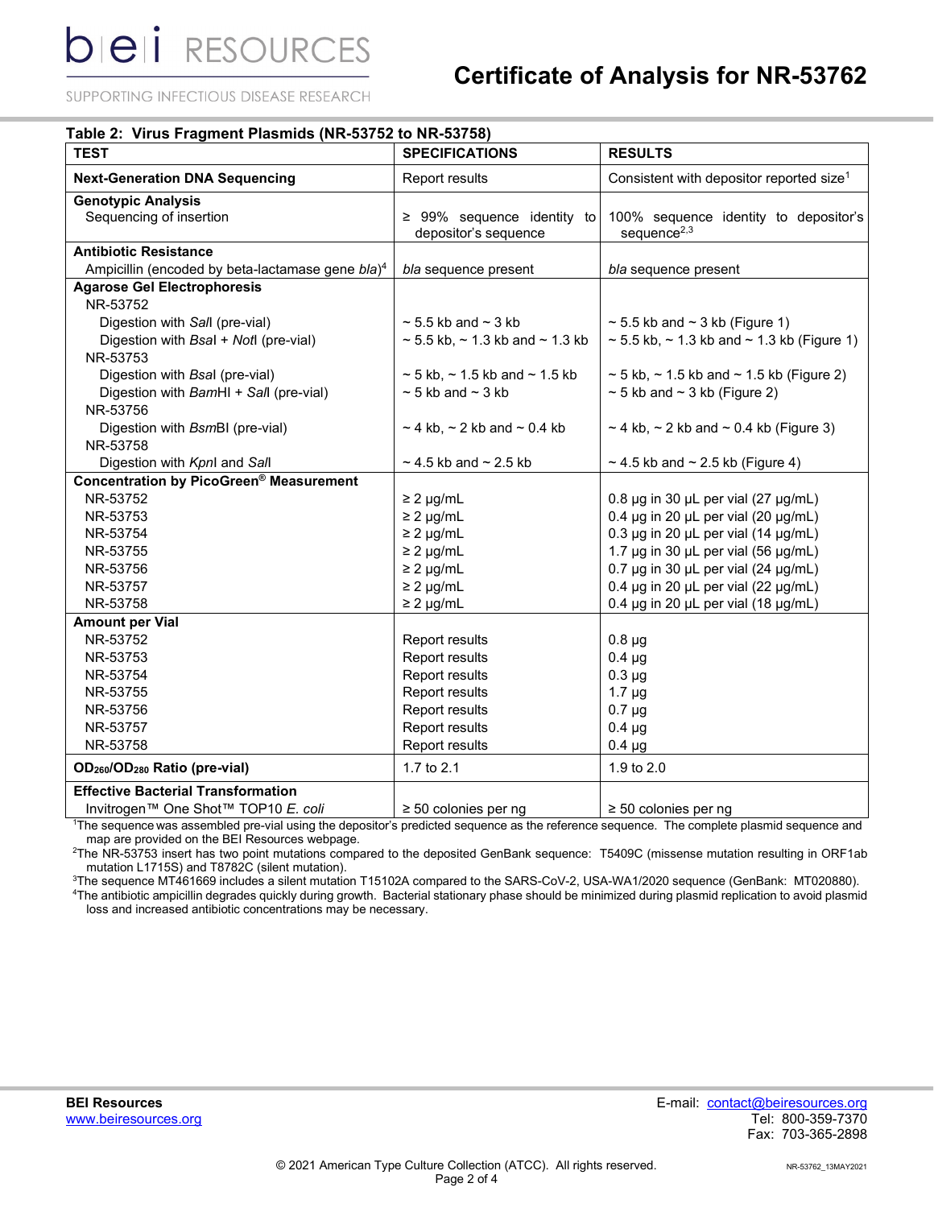**Table 2: Virus Fragment Plasmids (NR-53752 to NR-53758)**

| TEST | SPECIFICATIONS | RESULTS |
|---|---|---|
| **Next-Generation DNA Sequencing** | Report results | Consistent with depositor reported size[1] |
| **Genotypic Analysis** | | |
| Sequencing of insertion | ≥ 99% sequence identity to depositor's sequence | 100% sequence identity to depositor's sequence[2,3] |
| **Antibiotic Resistance** | | |
| Ampicillin (encoded by beta-lactamase gene *bla*)[4] | *bla* sequence present | *bla* sequence present |
| **Agarose Gel Electrophoresis** | | |
| NR-53752 | | |
| Digestion with *Sal*I (pre-vial) | ~ 5.5 kb and ~ 3 kb | ~ 5.5 kb and ~ 3 kb (Figure 1) |
| Digestion with *Bsa*I + *Not*I (pre-vial) | ~ 5.5 kb, ~ 1.3 kb and ~ 1.3 kb | ~ 5.5 kb, ~ 1.3 kb and ~ 1.3 kb (Figure 1) |
| NR-53753 | | |
| Digestion with *Bsa*I (pre-vial) | ~ 5 kb, ~ 1.5 kb and ~ 1.5 kb | ~ 5 kb, ~ 1.5 kb and ~ 1.5 kb (Figure 2) |
| Digestion with *Bam*HI + *Sal*I (pre-vial) | ~ 5 kb and ~ 3 kb | ~ 5 kb and ~ 3 kb (Figure 2) |
| NR-53756 | | |
| Digestion with *Bsm*BI (pre-vial) | ~ 4 kb, ~ 2 kb and ~ 0.4 kb | ~ 4 kb, ~ 2 kb and ~ 0.4 kb (Figure 3) |
| NR-53758 | | |
| Digestion with *Kpn*I and *Sal*I | ~ 4.5 kb and ~ 2.5 kb | ~ 4.5 kb and ~ 2.5 kb (Figure 4) |
| **Concentration by PicoGreen® Measurement** | | |
| NR-53752 | ≥ 2 µg/mL | 0.8 µg in 30 µL per vial (27 µg/mL) |
| NR-53753 | ≥ 2 µg/mL | 0.4 µg in 20 µL per vial (20 µg/mL) |
| NR-53754 | ≥ 2 µg/mL | 0.3 µg in 20 µL per vial (14 µg/mL) |
| NR-53755 | ≥ 2 µg/mL | 1.7 µg in 30 µL per vial (56 µg/mL) |
| NR-53756 | ≥ 2 µg/mL | 0.7 µg in 30 µL per vial (24 µg/mL) |
| NR-53757 | ≥ 2 µg/mL | 0.4 µg in 20 µL per vial (22 µg/mL) |
| NR-53758 | ≥ 2 µg/mL | 0.4 µg in 20 µL per vial (18 µg/mL) |
| **Amount per Vial** | | |
| NR-53752 | Report results | 0.8 µg |
| NR-53753 | Report results | 0.4 µg |
| NR-53754 | Report results | 0.3 µg |
| NR-53755 | Report results | 1.7 µg |
| NR-53756 | Report results | 0.7 µg |
| NR-53757 | Report results | 0.4 µg |
| NR-53758 | Report results | 0.4 µg |
| **$OD_{260}/OD_{280}$ Ratio (pre-vial)** | 1.7 to 2.1 | 1.9 to 2.0 |
| **Effective Bacterial Transformation** | | |
| Invitrogen™ One Shot™ TOP10 *E. coli* | ≥ 50 colonies per ng | ≥ 50 colonies per ng |

[1]The sequence was assembled pre-vial using the depositor's predicted sequence as the reference sequence. The complete plasmid sequence and map are provided on the BEI Resources webpage.

[2]The NR-53753 insert has two point mutations compared to the deposited GenBank sequence: T5409C (missense mutation resulting in ORF1ab mutation L1715S) and T8782C (silent mutation).

[3]The sequence MT461669 includes a silent mutation T15102A compared to the SARS-CoV-2, USA-WA1/2020 sequence (GenBank: MT020880).

[4]The antibiotic ampicillin degrades quickly during growth. Bacterial stationary phase should be minimized during plasmid replication to avoid plasmid loss and increased antibiotic concentrations may be necessary.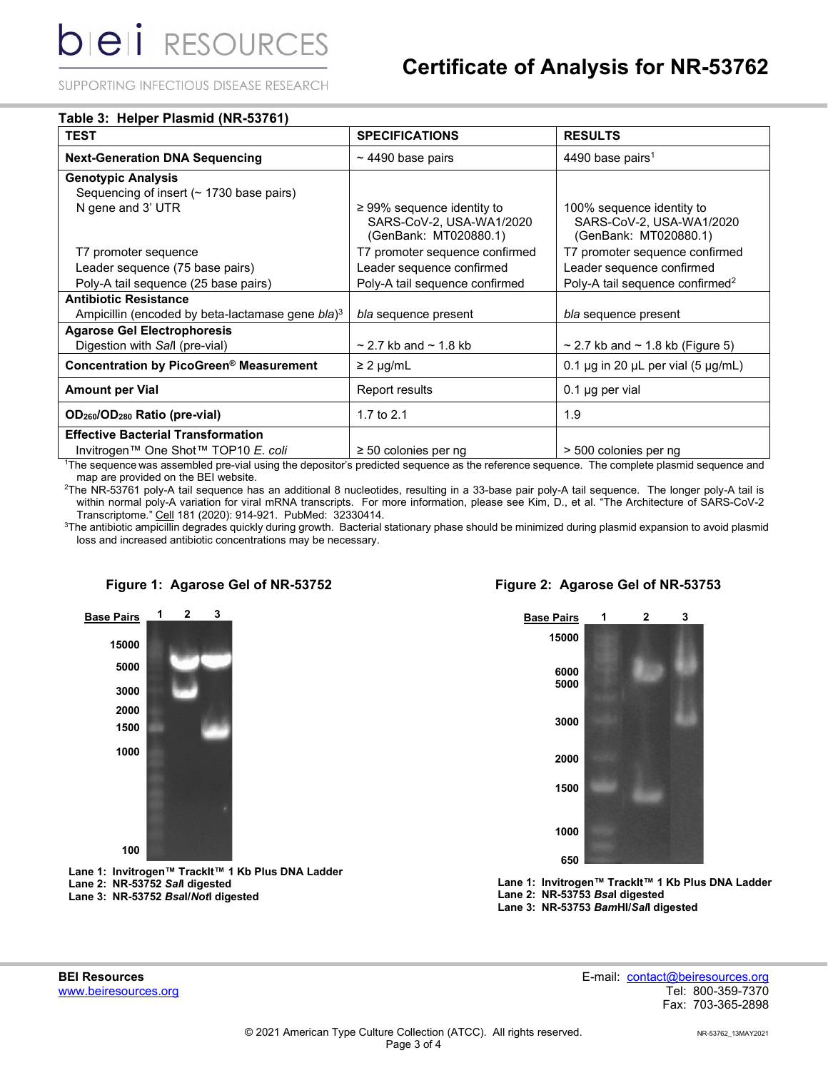**Table 3: Helper Plasmid (NR-53761)**

| TEST | SPECIFICATIONS | RESULTS |
|---|---|---|
| **Next-Generation DNA Sequencing** | ~ 4490 base pairs | 4490 base pairs[1] |
| **Genotypic Analysis** | | |
| Sequencing of insert (~ 1730 base pairs) N gene and 3' UTR | ≥ 99% sequence identity to SARS-CoV-2, USA-WA1/2020 (GenBank: MT020880.1) | 100% sequence identity to SARS-CoV-2, USA-WA1/2020 (GenBank: MT020880.1) |
| T7 promoter sequence | T7 promoter sequence confirmed | T7 promoter sequence confirmed |
| Leader sequence (75 base pairs) | Leader sequence confirmed | Leader sequence confirmed |
| Poly-A tail sequence (25 base pairs) | Poly-A tail sequence confirmed | Poly-A tail sequence confirmed[2] |
| **Antibiotic Resistance** | | |
| Ampicillin (encoded by beta-lactamase gene *bla*)[3] | *bla* sequence present | *bla* sequence present |
| **Agarose Gel Electrophoresis** | | |
| Digestion with *Sal*I (pre-vial) | ~ 2.7 kb and ~ 1.8 kb | ~ 2.7 kb and ~ 1.8 kb (Figure 5) |
| **Concentration by PicoGreen® Measurement** | ≥ 2 µg/mL | 0.1 µg in 20 µL per vial (5 µg/mL) |
| **Amount per Vial** | Report results | 0.1 µg per vial |
| **$OD_{260}/OD_{280}$ Ratio (pre-vial)** | 1.7 to 2.1 | 1.9 |
| **Effective Bacterial Transformation** | | |
| Invitrogen™ One Shot™ TOP10 *E. coli* | ≥ 50 colonies per ng | > 500 colonies per ng |

[1]The sequence was assembled pre-vial using the depositor's predicted sequence as the reference sequence. The complete plasmid sequence and map are provided on the BEI website.

[2]The NR-53761 poly-A tail sequence has an additional 8 nucleotides, resulting in a 33-base pair poly-A tail sequence. The longer poly-A tail is within normal poly-A variation for viral mRNA transcripts. For more information, please see Kim, D., et al. "The Architecture of SARS-CoV-2 Transcriptome." Cell 181 (2020): 914-921. PubMed: 32330414.

[3]The antibiotic ampicillin degrades quickly during growth. Bacterial stationary phase should be minimized during plasmid expansion to avoid plasmid loss and increased antibiotic concentrations may be necessary.

**Figure 1: Agarose Gel of NR-53752**

**Lane 1: Invitrogen™ TrackIt™ 1 Kb Plus DNA Ladder**
**Lane 2: NR-53752 *Sal*I digested**
**Lane 3: NR-53752 *Bsa*I/*Not*I digested**

**Figure 2: Agarose Gel of NR-53753**

**Lane 1: Invitrogen™ TrackIt™ 1 Kb Plus DNA Ladder**
**Lane 2: NR-53753 *Bsa*I digested**
**Lane 3: NR-53753 *Bam*HI/*Sal*I digested**

**BEI Resources**
www.beiresources.org

E-mail: contact@beiresources.org
Tel: 800-359-7370
Fax: 703-365-2898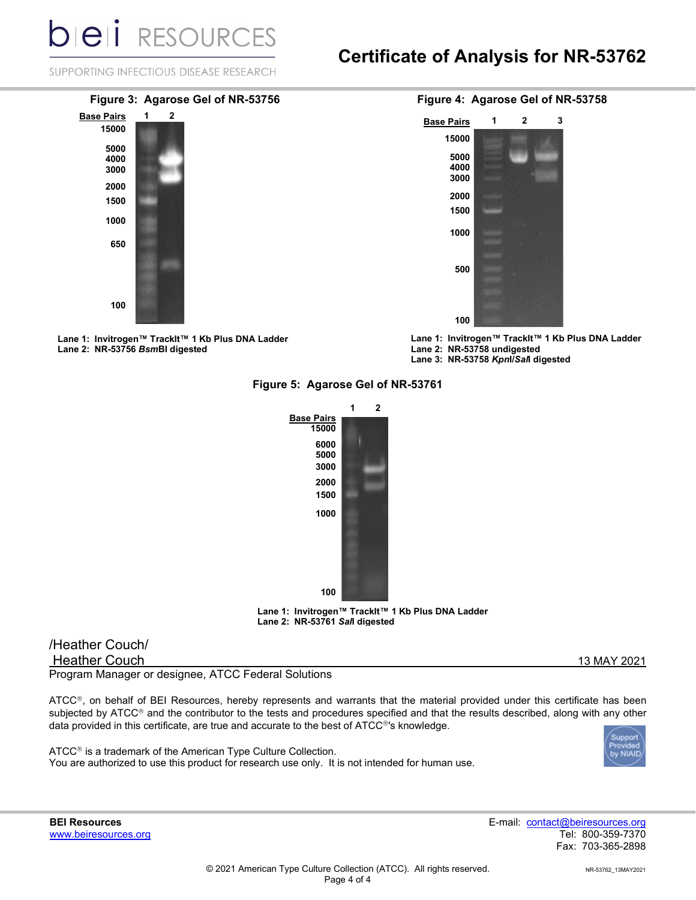## Certificate of Analysis for NR-53762

**Figure 3: Agarose Gel of NR-53756**

Base Pairs 1 2
15000
5000
4000
3000
2000
1500
1000
650
100

**Lane 1: Invitrogen™ TrackIt™ 1 Kb Plus DNA Ladder**
**Lane 2: NR-53756 *Bsm*BI digested**

**Figure 4: Agarose Gel of NR-53758**

Base Pairs 1 2 3
15000
5000
4000
3000
2000
1500
1000
500
100

**Lane 1: Invitrogen™ TrackIt™ 1 Kb Plus DNA Ladder**
**Lane 2: NR-53758 undigested**
**Lane 3: NR-53758 *Kpn*I/*Sal*I digested**

**Figure 5: Agarose Gel of NR-53761**

Base Pairs 1 2
15000
6000
5000
3000
2000
1500
1000
100

**Lane 1: Invitrogen™ TrackIt™ 1 Kb Plus DNA Ladder**
**Lane 2: NR-53761 *Sal*I digested**

/Heather Couch/
Heather Couch 13 MAY 2021
Program Manager or designee, ATCC Federal Solutions

ATCC®, on behalf of BEI Resources, hereby represents and warrants that the material provided under this certificate has been subjected by ATCC® and the contributor to the tests and procedures specified and that the results described, along with any other data provided in this certificate, are true and accurate to the best of ATCC®'s knowledge.

ATCC® is a trademark of the American Type Culture Collection.
You are authorized to use this product for research use only. It is not intended for human use.

**BEI Resources**
www.beiresources.org

E-mail: contact@beiresources.org
Tel: 800-359-7370
Fax: 703-365-2898

© 2021 American Type Culture Collection (ATCC). All rights reserved.